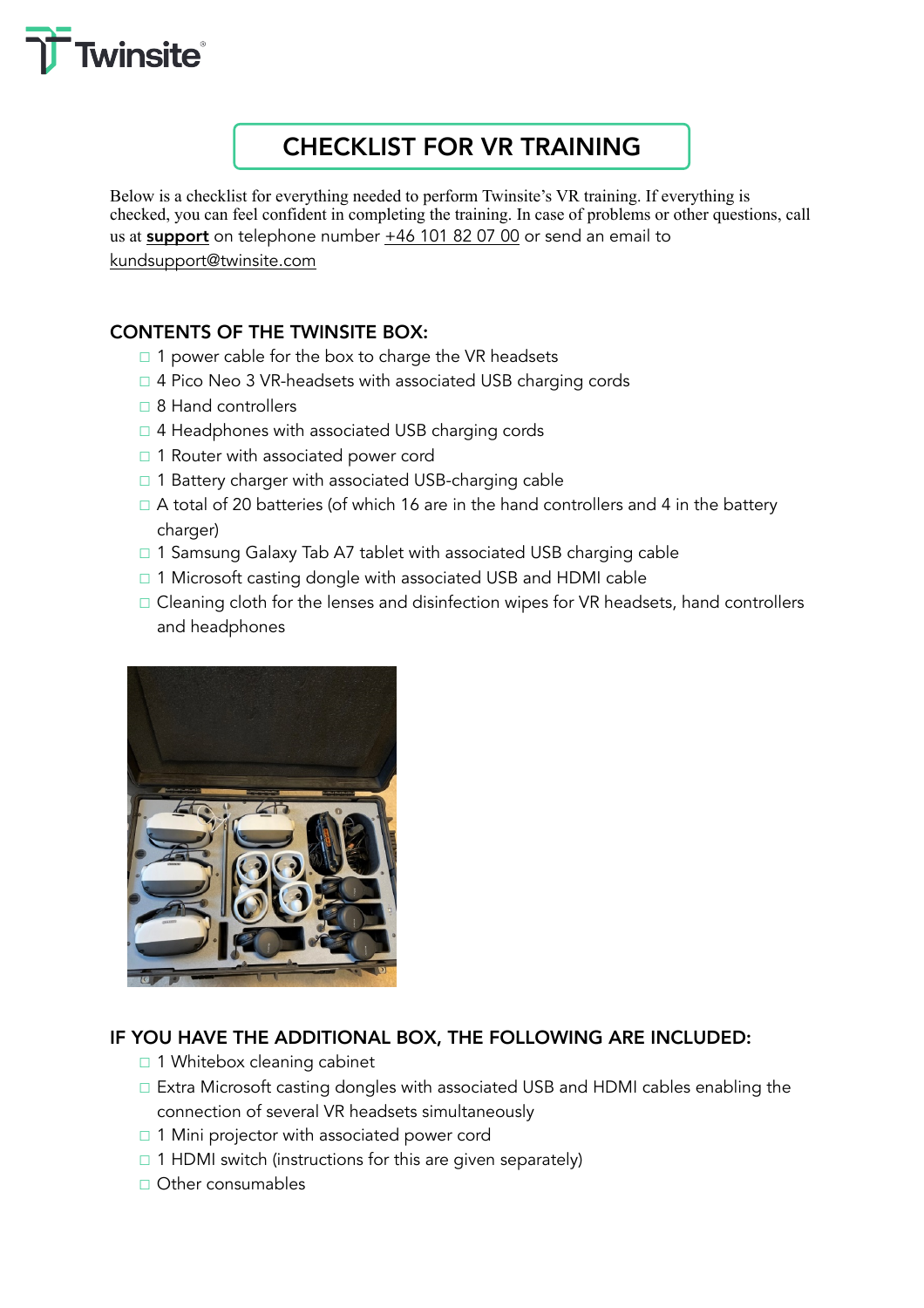# CHECKLIST FOR VR TRAINING

Below is a checklist for everything needed to perform Twinsite's VR training. If everything is checked, you can feel confident in completing the training. In case of problems or other questions, call us at **support** on telephone number +46 101 82 07 00 or send an email to kundsupport@twinsite.com

## CONTENTS OF THE TWINSITE BOX:

- ☐ 1 power cable for the box to charge the VR headsets
- ☐ 4 Pico Neo 3 VR-headsets with associated USB charging cords
- ☐ 8 Hand controllers
- ☐ 4 Headphones with associated USB charging cords
- ☐ 1 Router with associated power cord
- ☐ 1 Battery charger with associated USB-charging cable
- ☐ A total of 20 batteries (of which 16 are in the hand controllers and 4 in the battery charger)
- ☐ 1 Samsung Galaxy Tab A7 tablet with associated USB charging cable
- ☐ 1 Microsoft casting dongle with associated USB and HDMI cable
- ☐ Cleaning cloth for the lenses and disinfection wipes for VR headsets, hand controllers and headphones

## IF YOU HAVE THE ADDITIONAL BOX, THE FOLLOWING ARE INCLUDED:

- ☐ 1 Whitebox cleaning cabinet
- ☐ Extra Microsoft casting dongles with associated USB and HDMI cables enabling the connection of several VR headsets simultaneously
- ☐ 1 Mini projector with associated power cord
- ☐ 1 HDMI switch (instructions for this are given separately)
- ☐ Other consumables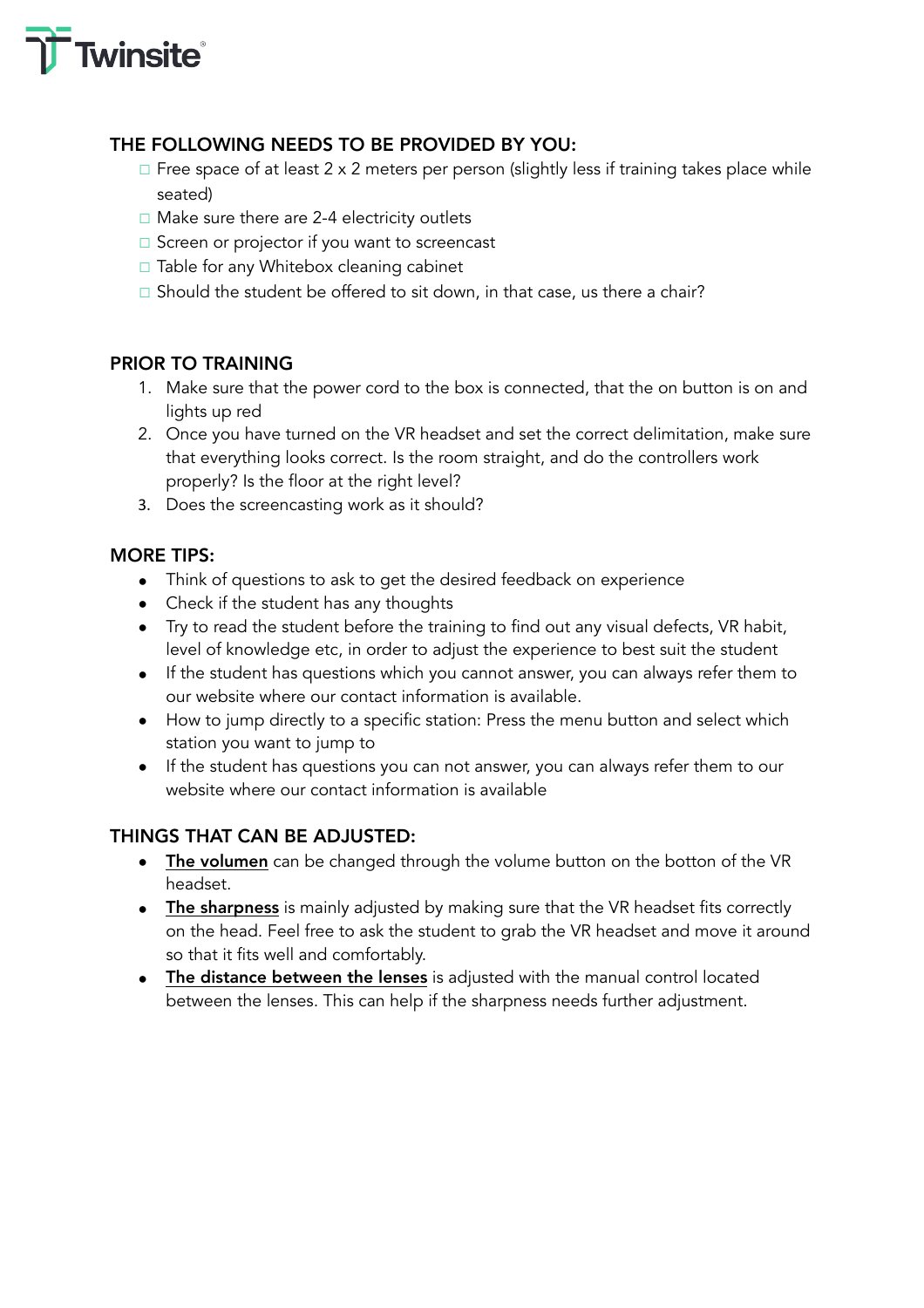## THE FOLLOWING NEEDS TO BE PROVIDED BY YOU:

- ☐ Free space of at least 2 x 2 meters per person (slightly less if training takes place while seated)
- ☐ Make sure there are 2-4 electricity outlets
- ☐ Screen or projector if you want to screencast
- ☐ Table for any Whitebox cleaning cabinet
- ☐ Should the student be offered to sit down, in that case, us there a chair?

## PRIOR TO TRAINING

1. Make sure that the power cord to the box is connected, that the on button is on and lights up red
2. Once you have turned on the VR headset and set the correct delimitation, make sure that everything looks correct. Is the room straight, and do the controllers work properly? Is the floor at the right level?
3. Does the screencasting work as it should?

## MORE TIPS:

- Think of questions to ask to get the desired feedback on experience
- Check if the student has any thoughts
- Try to read the student before the training to find out any visual defects, VR habit, level of knowledge etc, in order to adjust the experience to best suit the student
- If the student has questions which you cannot answer, you can always refer them to our website where our contact information is available.
- How to jump directly to a specific station: Press the menu button and select which station you want to jump to
- If the student has questions you can not answer, you can always refer them to our website where our contact information is available

## THINGS THAT CAN BE ADJUSTED:

- **The volumen** can be changed through the volume button on the botton of the VR headset.
- **The sharpness** is mainly adjusted by making sure that the VR headset fits correctly on the head. Feel free to ask the student to grab the VR headset and move it around so that it fits well and comfortably.
- **The distance between the lenses** is adjusted with the manual control located between the lenses. This can help if the sharpness needs further adjustment.